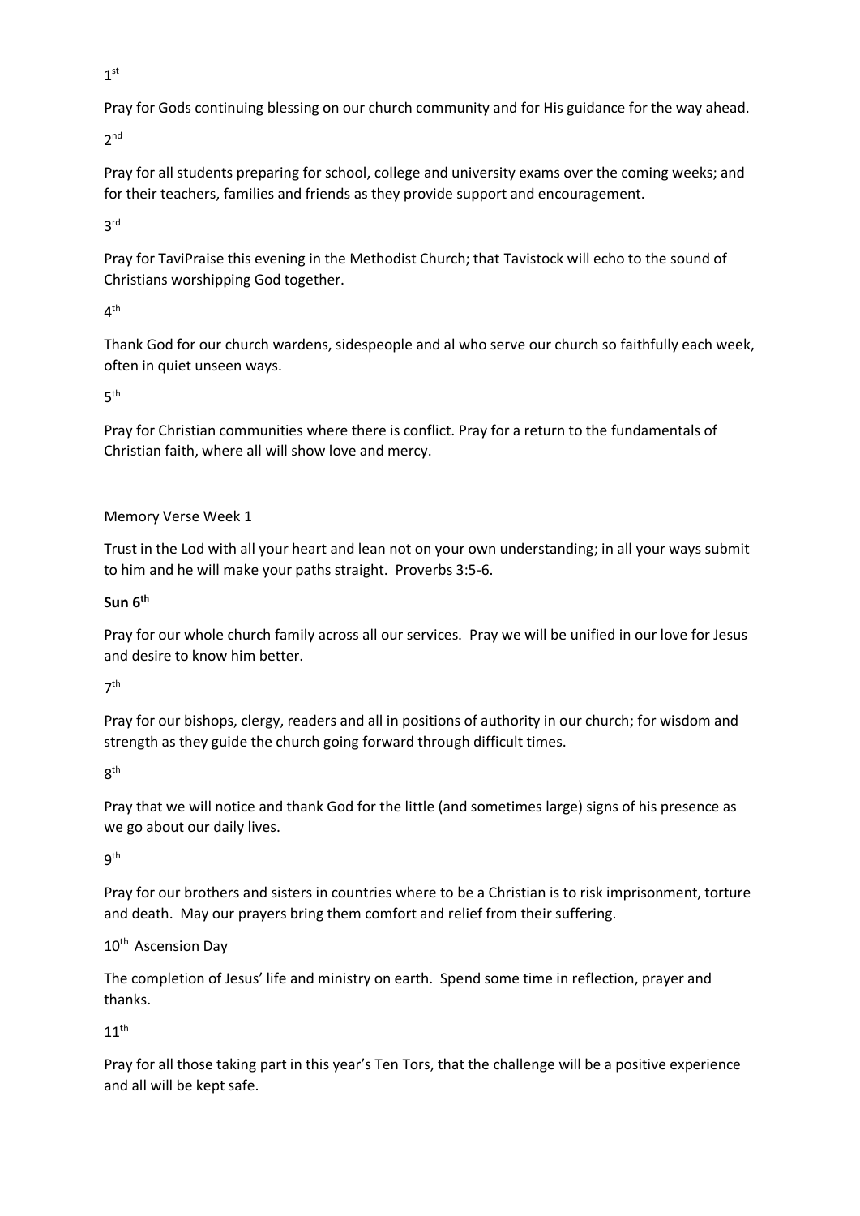1st

Pray for Gods continuing blessing on our church community and for His guidance for the way ahead.

2nd

Pray for all students preparing for school, college and university exams over the coming weeks; and for their teachers, families and friends as they provide support and encouragement.

3rd

Pray for TaviPraise this evening in the Methodist Church; that Tavistock will echo to the sound of Christians worshipping God together.

4th

Thank God for our church wardens, sidespeople and al who serve our church so faithfully each week, often in quiet unseen ways.

5th

Pray for Christian communities where there is conflict. Pray for a return to the fundamentals of Christian faith, where all will show love and mercy.

Memory Verse Week 1

Trust in the Lod with all your heart and lean not on your own understanding; in all your ways submit to him and he will make your paths straight. Proverbs 3:5-6.

**Sun 6th**

Pray for our whole church family across all our services. Pray we will be unified in our love for Jesus and desire to know him better.

7th

Pray for our bishops, clergy, readers and all in positions of authority in our church; for wisdom and strength as they guide the church going forward through difficult times.

8th

Pray that we will notice and thank God for the little (and sometimes large) signs of his presence as we go about our daily lives.

9th

Pray for our brothers and sisters in countries where to be a Christian is to risk imprisonment, torture and death. May our prayers bring them comfort and relief from their suffering.

10th Ascension Day

The completion of Jesus' life and ministry on earth. Spend some time in reflection, prayer and thanks.

11th

Pray for all those taking part in this year's Ten Tors, that the challenge will be a positive experience and all will be kept safe.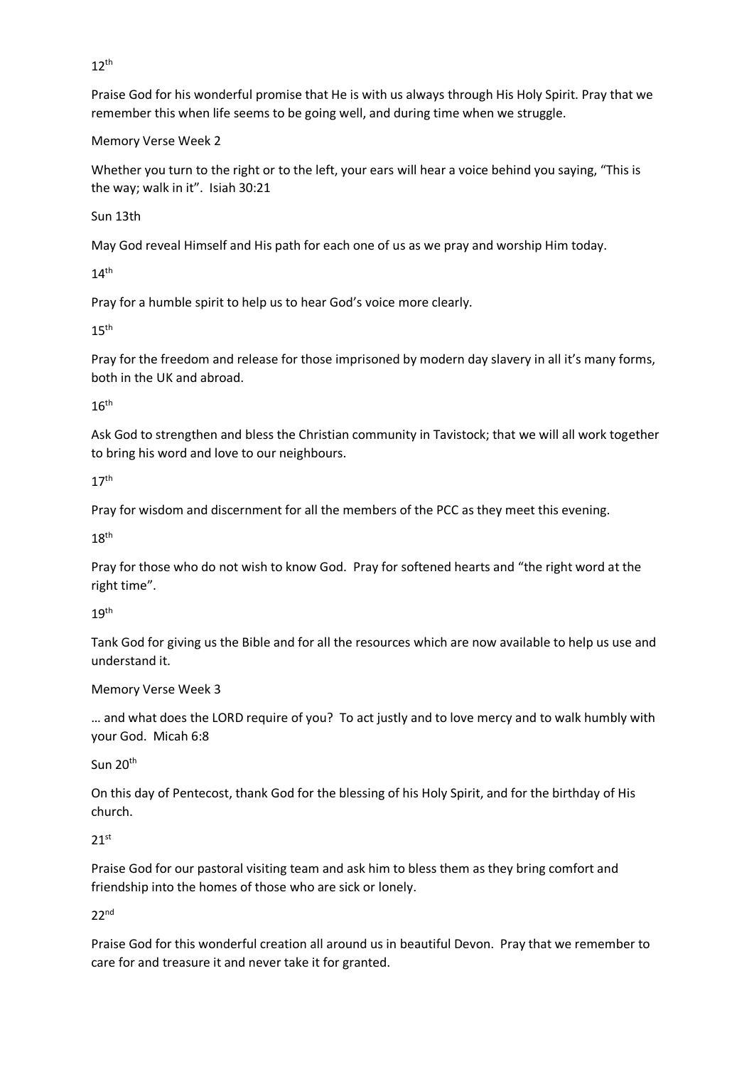12th

Praise God for his wonderful promise that He is with us always through His Holy Spirit. Pray that we remember this when life seems to be going well, and during time when we struggle.

Memory Verse Week 2

Whether you turn to the right or to the left, your ears will hear a voice behind you saying, "This is the way; walk in it". Isiah 30:21

Sun 13th

May God reveal Himself and His path for each one of us as we pray and worship Him today.

14th

Pray for a humble spirit to help us to hear God's voice more clearly.

15th

Pray for the freedom and release for those imprisoned by modern day slavery in all it's many forms, both in the UK and abroad.

16th

Ask God to strengthen and bless the Christian community in Tavistock; that we will all work together to bring his word and love to our neighbours.

17th

Pray for wisdom and discernment for all the members of the PCC as they meet this evening.

18th

Pray for those who do not wish to know God. Pray for softened hearts and "the right word at the right time".

19th

Tank God for giving us the Bible and for all the resources which are now available to help us use and understand it.

Memory Verse Week 3

… and what does the LORD require of you? To act justly and to love mercy and to walk humbly with your God. Micah 6:8

Sun 20th

On this day of Pentecost, thank God for the blessing of his Holy Spirit, and for the birthday of His church.

21st

Praise God for our pastoral visiting team and ask him to bless them as they bring comfort and friendship into the homes of those who are sick or lonely.

22nd

Praise God for this wonderful creation all around us in beautiful Devon. Pray that we remember to care for and treasure it and never take it for granted.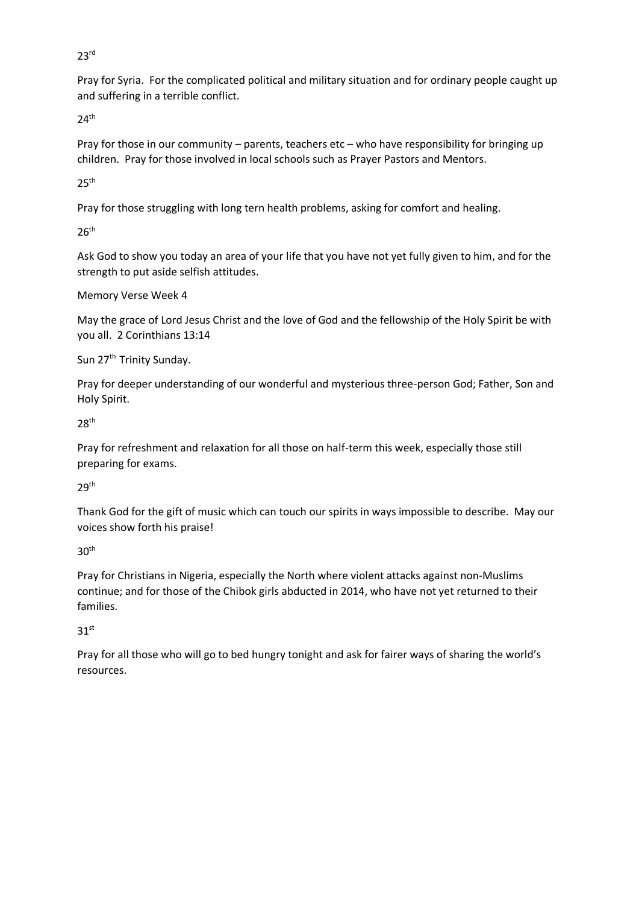23rd

Pray for Syria. For the complicated political and military situation and for ordinary people caught up and suffering in a terrible conflict.

24th

Pray for those in our community – parents, teachers etc – who have responsibility for bringing up children. Pray for those involved in local schools such as Prayer Pastors and Mentors.

25th

Pray for those struggling with long tern health problems, asking for comfort and healing.

26th

Ask God to show you today an area of your life that you have not yet fully given to him, and for the strength to put aside selfish attitudes.

Memory Verse Week 4

May the grace of Lord Jesus Christ and the love of God and the fellowship of the Holy Spirit be with you all. 2 Corinthians 13:14

Sun 27th Trinity Sunday.

Pray for deeper understanding of our wonderful and mysterious three-person God; Father, Son and Holy Spirit.

28th

Pray for refreshment and relaxation for all those on half-term this week, especially those still preparing for exams.

29th

Thank God for the gift of music which can touch our spirits in ways impossible to describe. May our voices show forth his praise!

30th

Pray for Christians in Nigeria, especially the North where violent attacks against non-Muslims continue; and for those of the Chibok girls abducted in 2014, who have not yet returned to their families.

31st

Pray for all those who will go to bed hungry tonight and ask for fairer ways of sharing the world's resources.